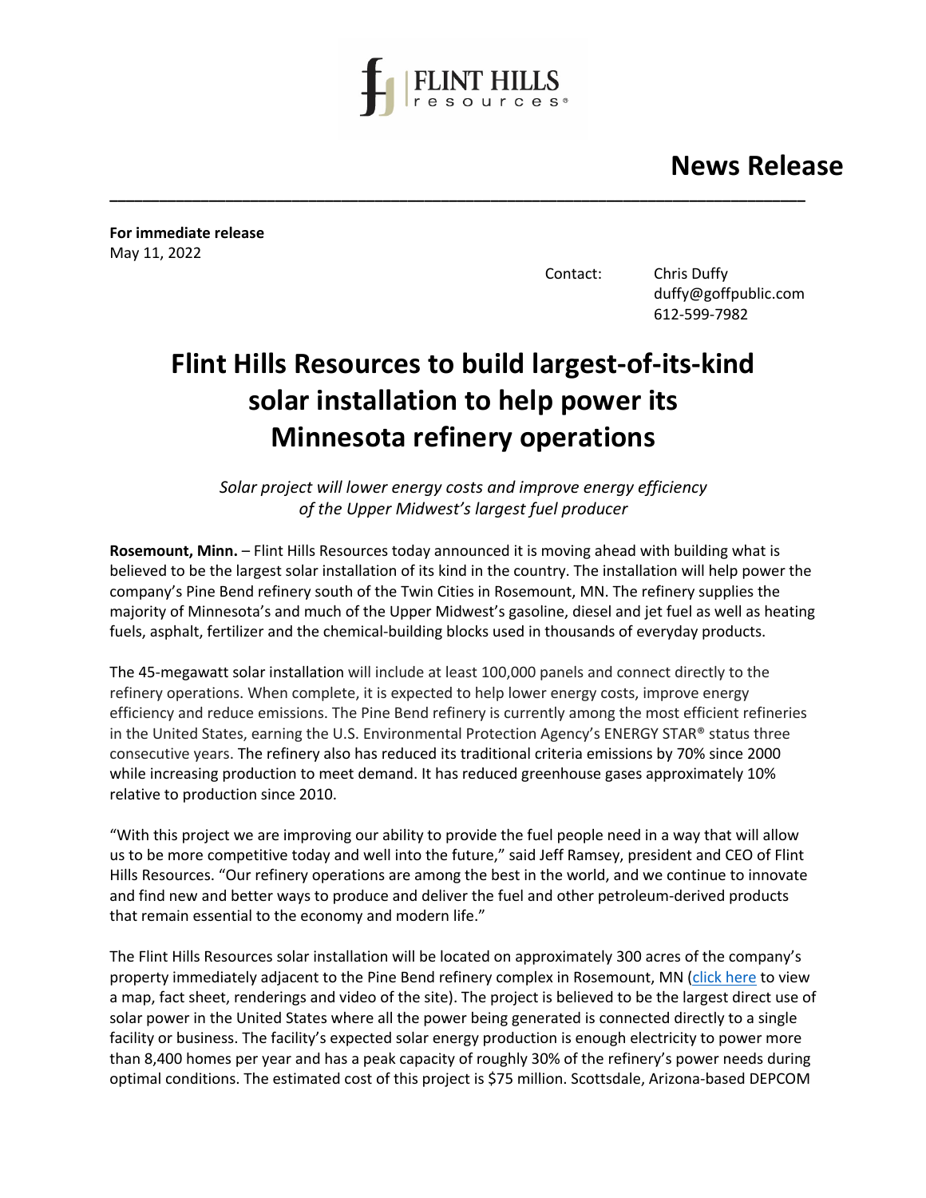FLINT HILLS resources®

# News Release

**For immediate release**
May 11, 2022

Contact: Chris Duffy
duffy@goffpublic.com
612-599-7982

# Flint Hills Resources to build largest-of-its-kind solar installation to help power its Minnesota refinery operations

*Solar project will lower energy costs and improve energy efficiency of the Upper Midwest's largest fuel producer*

**Rosemount, Minn.** – Flint Hills Resources today announced it is moving ahead with building what is believed to be the largest solar installation of its kind in the country. The installation will help power the company's Pine Bend refinery south of the Twin Cities in Rosemount, MN. The refinery supplies the majority of Minnesota's and much of the Upper Midwest's gasoline, diesel and jet fuel as well as heating fuels, asphalt, fertilizer and the chemical-building blocks used in thousands of everyday products.

The 45-megawatt solar installation will include at least 100,000 panels and connect directly to the refinery operations. When complete, it is expected to help lower energy costs, improve energy efficiency and reduce emissions. The Pine Bend refinery is currently among the most efficient refineries in the United States, earning the U.S. Environmental Protection Agency's ENERGY STAR® status three consecutive years. The refinery also has reduced its traditional criteria emissions by 70% since 2000 while increasing production to meet demand. It has reduced greenhouse gases approximately 10% relative to production since 2010.

"With this project we are improving our ability to provide the fuel people need in a way that will allow us to be more competitive today and well into the future," said Jeff Ramsey, president and CEO of Flint Hills Resources. "Our refinery operations are among the best in the world, and we continue to innovate and find new and better ways to produce and deliver the fuel and other petroleum-derived products that remain essential to the economy and modern life."

The Flint Hills Resources solar installation will be located on approximately 300 acres of the company's property immediately adjacent to the Pine Bend refinery complex in Rosemount, MN (click here to view a map, fact sheet, renderings and video of the site). The project is believed to be the largest direct use of solar power in the United States where all the power being generated is connected directly to a single facility or business. The facility's expected solar energy production is enough electricity to power more than 8,400 homes per year and has a peak capacity of roughly 30% of the refinery's power needs during optimal conditions. The estimated cost of this project is $75 million. Scottsdale, Arizona-based DEPCOM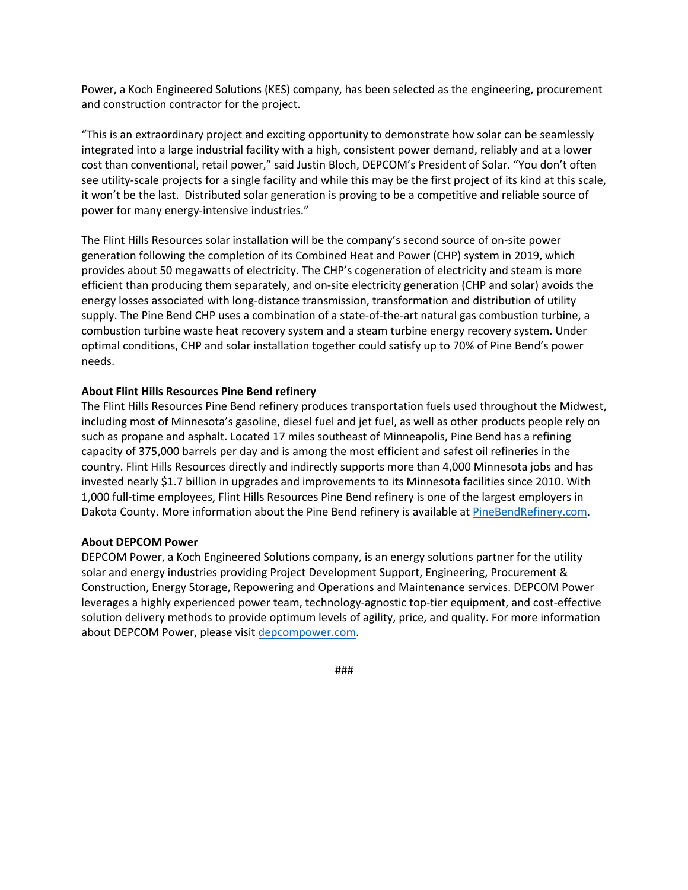Power, a Koch Engineered Solutions (KES) company, has been selected as the engineering, procurement and construction contractor for the project.

“This is an extraordinary project and exciting opportunity to demonstrate how solar can be seamlessly integrated into a large industrial facility with a high, consistent power demand, reliably and at a lower cost than conventional, retail power,” said Justin Bloch, DEPCOM’s President of Solar. “You don’t often see utility-scale projects for a single facility and while this may be the first project of its kind at this scale, it won’t be the last. Distributed solar generation is proving to be a competitive and reliable source of power for many energy-intensive industries.”

The Flint Hills Resources solar installation will be the company’s second source of on-site power generation following the completion of its Combined Heat and Power (CHP) system in 2019, which provides about 50 megawatts of electricity. The CHP’s cogeneration of electricity and steam is more efficient than producing them separately, and on-site electricity generation (CHP and solar) avoids the energy losses associated with long-distance transmission, transformation and distribution of utility supply. The Pine Bend CHP uses a combination of a state-of-the-art natural gas combustion turbine, a combustion turbine waste heat recovery system and a steam turbine energy recovery system. Under optimal conditions, CHP and solar installation together could satisfy up to 70% of Pine Bend’s power needs.

**About Flint Hills Resources Pine Bend refinery**

The Flint Hills Resources Pine Bend refinery produces transportation fuels used throughout the Midwest, including most of Minnesota’s gasoline, diesel fuel and jet fuel, as well as other products people rely on such as propane and asphalt. Located 17 miles southeast of Minneapolis, Pine Bend has a refining capacity of 375,000 barrels per day and is among the most efficient and safest oil refineries in the country. Flint Hills Resources directly and indirectly supports more than 4,000 Minnesota jobs and has invested nearly $1.7 billion in upgrades and improvements to its Minnesota facilities since 2010. With 1,000 full-time employees, Flint Hills Resources Pine Bend refinery is one of the largest employers in Dakota County. More information about the Pine Bend refinery is available at PineBendRefinery.com.

**About DEPCOM Power**

DEPCOM Power, a Koch Engineered Solutions company, is an energy solutions partner for the utility solar and energy industries providing Project Development Support, Engineering, Procurement & Construction, Energy Storage, Repowering and Operations and Maintenance services. DEPCOM Power leverages a highly experienced power team, technology-agnostic top-tier equipment, and cost-effective solution delivery methods to provide optimum levels of agility, price, and quality. For more information about DEPCOM Power, please visit depcompower.com.

###